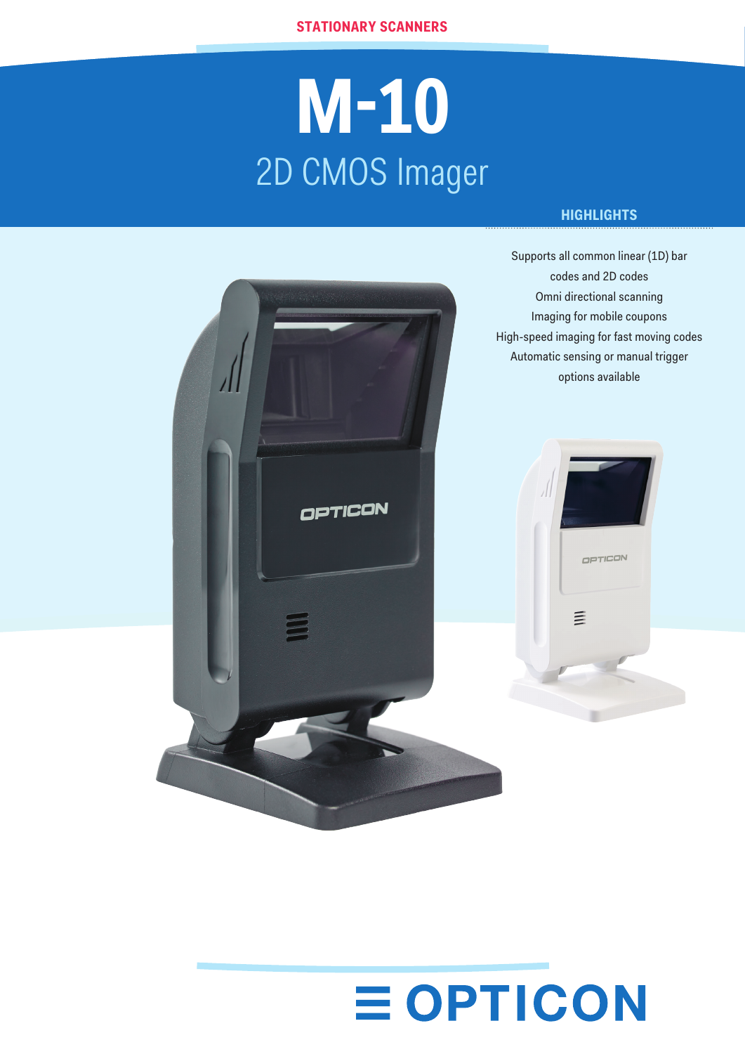STATIONARY SCANNERS

# M-10

## 2D CMOS Imager

### HIGHLIGHTS

Supports all common linear (1D) bar codes and 2D codes
Omni directional scanning
Imaging for mobile coupons
High-speed imaging for fast moving codes
Automatic sensing or manual trigger options available

OPTICON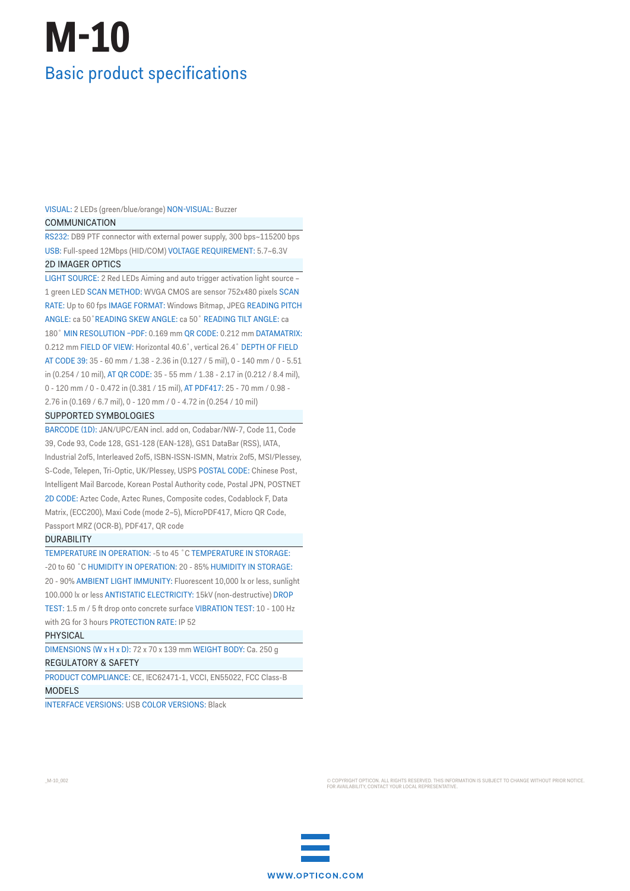# M-10

## Basic product specifications

VISUAL: 2 LEDs (green/blue/orange) NON-VISUAL: Buzzer

### COMMUNICATION

RS232: DB9 PTF connector with external power supply, 300 bps~115200 bps USB: Full-speed 12Mbps (HID/COM) VOLTAGE REQUIREMENT: 5.7~6.3V

### 2D IMAGER OPTICS

LIGHT SOURCE: 2 Red LEDs Aiming and auto trigger activation light source – 1 green LED SCAN METHOD: WVGA CMOS are sensor 752x480 pixels SCAN RATE: Up to 60 fps IMAGE FORMAT: Windows Bitmap, JPEG READING PITCH ANGLE: ca 50˚ READING SKEW ANGLE: ca 50˚ READING TILT ANGLE: ca 180˚ MIN RESOLUTION –PDF: 0.169 mm QR CODE: 0.212 mm DATAMATRIX: 0.212 mm FIELD OF VIEW: Horizontal 40.6˚, vertical 26.4˚ DEPTH OF FIELD AT CODE 39: 35 - 60 mm / 1.38 - 2.36 in (0.127 / 5 mil), 0 - 140 mm / 0 - 5.51 in (0.254 / 10 mil), AT QR CODE: 35 - 55 mm / 1.38 - 2.17 in (0.212 / 8.4 mil), 0 - 120 mm / 0 - 0.472 in (0.381 / 15 mil), AT PDF417: 25 - 70 mm / 0.98 - 2.76 in (0.169 / 6.7 mil), 0 - 120 mm / 0 - 4.72 in (0.254 / 10 mil)

### SUPPORTED SYMBOLOGIES

BARCODE (1D): JAN/UPC/EAN incl. add on, Codabar/NW-7, Code 11, Code 39, Code 93, Code 128, GS1-128 (EAN-128), GS1 DataBar (RSS), IATA, Industrial 2of5, Interleaved 2of5, ISBN-ISSN-ISMN, Matrix 2of5, MSI/Plessey, S-Code, Telepen, Tri-Optic, UK/Plessey, USPS POSTAL CODE: Chinese Post, Intelligent Mail Barcode, Korean Postal Authority code, Postal JPN, POSTNET 2D CODE: Aztec Code, Aztec Runes, Composite codes, Codablock F, Data Matrix, (ECC200), Maxi Code (mode 2~5), MicroPDF417, Micro QR Code, Passport MRZ (OCR-B), PDF417, QR code

### DURABILITY

TEMPERATURE IN OPERATION: -5 to 45 ˚C TEMPERATURE IN STORAGE: -20 to 60 ˚C HUMIDITY IN OPERATION: 20 - 85% HUMIDITY IN STORAGE: 20 - 90% AMBIENT LIGHT IMMUNITY: Fluorescent 10,000 lx or less, sunlight 100.000 lx or less ANTISTATIC ELECTRICITY: 15kV (non-destructive) DROP TEST: 1.5 m / 5 ft drop onto concrete surface VIBRATION TEST: 10 - 100 Hz with 2G for 3 hours PROTECTION RATE: IP 52

### PHYSICAL

DIMENSIONS (W x H x D): 72 x 70 x 139 mm WEIGHT BODY: Ca. 250 g

### REGULATORY & SAFETY

PRODUCT COMPLIANCE: CE, IEC62471-1, VCCI, EN55022, FCC Class-B

### MODELS

INTERFACE VERSIONS: USB COLOR VERSIONS: Black

_M-10_002

© COPYRIGHT OPTICON. ALL RIGHTS RESERVED. THIS INFORMATION IS SUBJECT TO CHANGE WITHOUT PRIOR NOTICE. FOR AVAILABILITY, CONTACT YOUR LOCAL REPRESENTATIVE.

WWW.OPTICON.COM